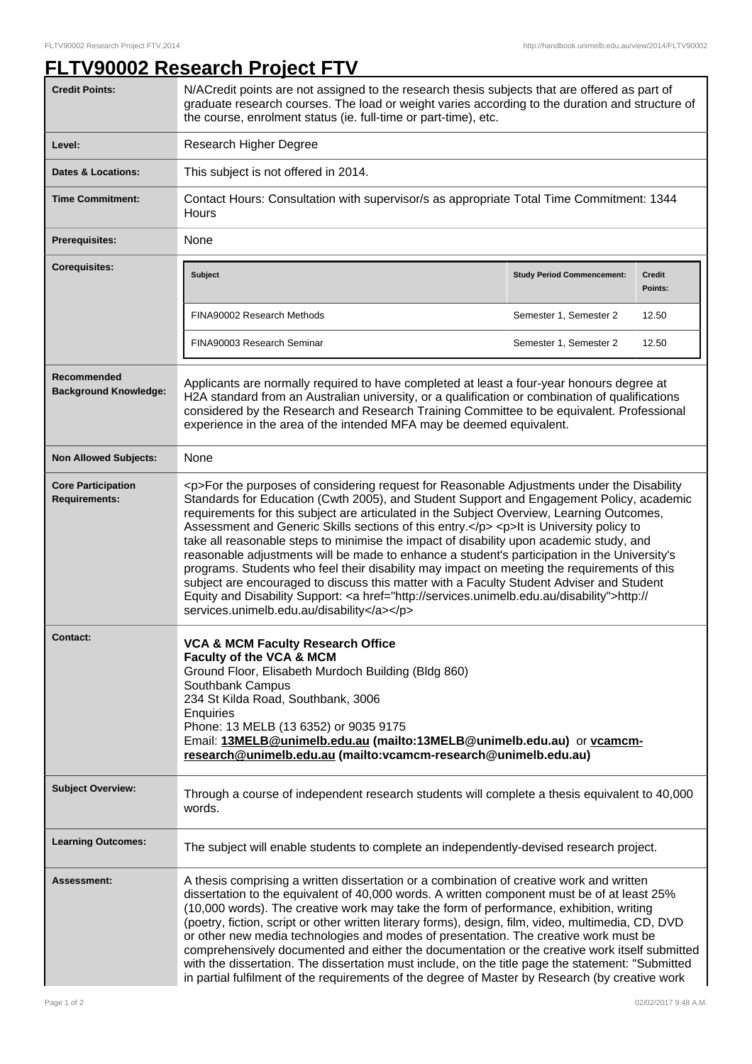# FLTV90002 Research Project FTV

| | |
|---|---|
| **Credit Points:** | N/ACredit points are not assigned to the research thesis subjects that are offered as part of graduate research courses. The load or weight varies according to the duration and structure of the course, enrolment status (ie. full-time or part-time), etc. |
| **Level:** | Research Higher Degree |
| **Dates & Locations:** | This subject is not offered in 2014. |
| **Time Commitment:** | Contact Hours: Consultation with supervisor/s as appropriate Total Time Commitment: 1344 Hours |
| **Prerequisites:** | None |
| **Corequisites:** | **Subject** / **Study Period Commencement:** / **Credit Points:**<br>FINA90002 Research Methods / Semester 1, Semester 2 / 12.50<br>FINA90003 Research Seminar / Semester 1, Semester 2 / 12.50 |
| **Recommended Background Knowledge:** | Applicants are normally required to have completed at least a four-year honours degree at H2A standard from an Australian university, or a qualification or combination of qualifications considered by the Research and Research Training Committee to be equivalent. Professional experience in the area of the intended MFA may be deemed equivalent. |
| **Non Allowed Subjects:** | None |
| **Core Participation Requirements:** | <p>For the purposes of considering request for Reasonable Adjustments under the Disability Standards for Education (Cwth 2005), and Student Support and Engagement Policy, academic requirements for this subject are articulated in the Subject Overview, Learning Outcomes, Assessment and Generic Skills sections of this entry.</p> <p>It is University policy to take all reasonable steps to minimise the impact of disability upon academic study, and reasonable adjustments will be made to enhance a student's participation in the University's programs. Students who feel their disability may impact on meeting the requirements of this subject are encouraged to discuss this matter with a Faculty Student Adviser and Student Equity and Disability Support: <a href="http://services.unimelb.edu.au/disability">http://services.unimelb.edu.au/disability</a></p> |
| **Contact:** | **VCA & MCM Faculty Research Office**<br>**Faculty of the VCA & MCM**<br>Ground Floor, Elisabeth Murdoch Building (Bldg 860)<br>Southbank Campus<br>234 St Kilda Road, Southbank, 3006<br>Enquiries<br>Phone: 13 MELB (13 6352) or 9035 9175<br>Email: **13MELB@unimelb.edu.au (mailto:13MELB@unimelb.edu.au)** or **vcamcm-research@unimelb.edu.au (mailto:vcamcm-research@unimelb.edu.au)** |
| **Subject Overview:** | Through a course of independent research students will complete a thesis equivalent to 40,000 words. |
| **Learning Outcomes:** | The subject will enable students to complete an independently-devised research project. |
| **Assessment:** | A thesis comprising a written dissertation or a combination of creative work and written dissertation to the equivalent of 40,000 words. A written component must be of at least 25% (10,000 words). The creative work may take the form of performance, exhibition, writing (poetry, fiction, script or other written literary forms), design, film, video, multimedia, CD, DVD or other new media technologies and modes of presentation. The creative work must be comprehensively documented and either the documentation or the creative work itself submitted with the dissertation. The dissertation must include, on the title page the statement: "Submitted in partial fulfilment of the requirements of the degree of Master by Research (by creative work |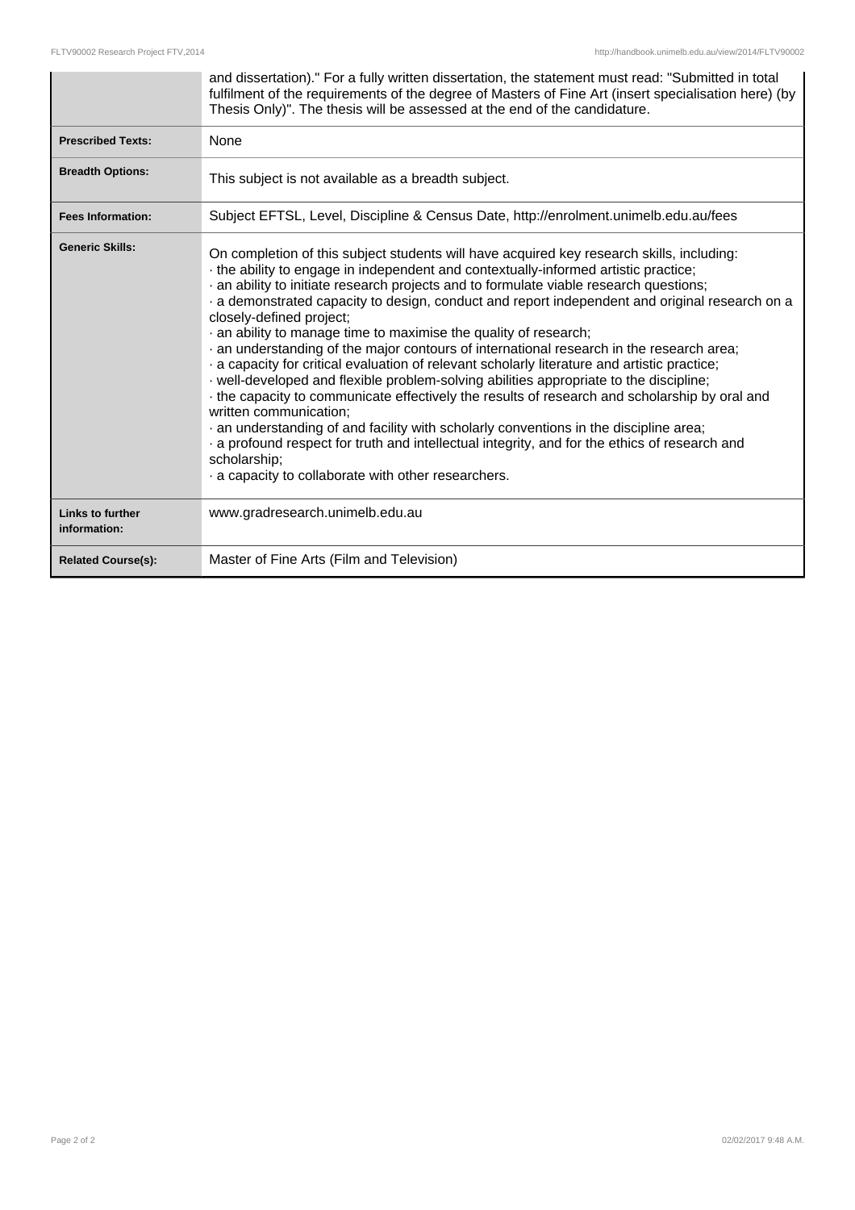| | |
|---|---|
| | and dissertation)." For a fully written dissertation, the statement must read: "Submitted in total fulfilment of the requirements of the degree of Masters of Fine Art (insert specialisation here) (by Thesis Only)". The thesis will be assessed at the end of the candidature. |
| **Prescribed Texts:** | None |
| **Breadth Options:** | This subject is not available as a breadth subject. |
| **Fees Information:** | Subject EFTSL, Level, Discipline & Census Date, http://enrolment.unimelb.edu.au/fees |
| **Generic Skills:** | On completion of this subject students will have acquired key research skills, including:<br>· the ability to engage in independent and contextually-informed artistic practice;<br>· an ability to initiate research projects and to formulate viable research questions;<br>· a demonstrated capacity to design, conduct and report independent and original research on a closely-defined project;<br>· an ability to manage time to maximise the quality of research;<br>· an understanding of the major contours of international research in the research area;<br>· a capacity for critical evaluation of relevant scholarly literature and artistic practice;<br>· well-developed and flexible problem-solving abilities appropriate to the discipline;<br>· the capacity to communicate effectively the results of research and scholarship by oral and written communication;<br>· an understanding of and facility with scholarly conventions in the discipline area;<br>· a profound respect for truth and intellectual integrity, and for the ethics of research and scholarship;<br>· a capacity to collaborate with other researchers. |
| **Links to further information:** | www.gradresearch.unimelb.edu.au |
| **Related Course(s):** | Master of Fine Arts (Film and Television) |